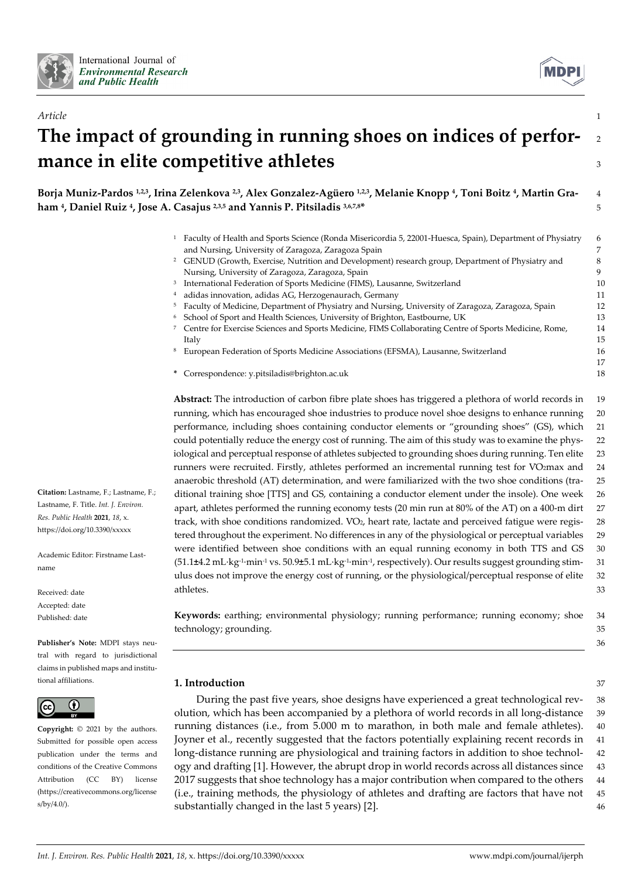*Article*

# The impact of grounding in running shoes on indices of performance in elite competitive athletes

**Borja Muniz-Pardos [1,2,3], Irina Zelenkova [2,3], Alex Gonzalez-Agüero [1,2,3], Melanie Knopp [4], Toni Boitz [4], Martin Graham [4], Daniel Ruiz [4], Jose A. Casajus [2,3,5] and Yannis P. Pitsiladis [3,6,7,8]***

[1] Faculty of Health and Sports Science (Ronda Misericordia 5, 22001-Huesca, Spain), Department of Physiatry and Nursing, University of Zaragoza, Zaragoza Spain
[2] GENUD (Growth, Exercise, Nutrition and Development) research group, Department of Physiatry and Nursing, University of Zaragoza, Zaragoza, Spain
[3] International Federation of Sports Medicine (FIMS), Lausanne, Switzerland
[4] adidas innovation, adidas AG, Herzogenaurach, Germany
[5] Faculty of Medicine, Department of Physiatry and Nursing, University of Zaragoza, Zaragoza, Spain
[6] School of Sport and Health Sciences, University of Brighton, Eastbourne, UK
[7] Centre for Exercise Sciences and Sports Medicine, FIMS Collaborating Centre of Sports Medicine, Rome, Italy
[8] European Federation of Sports Medicine Associations (EFSMA), Lausanne, Switzerland

* Correspondence: y.pitsiladis@brighton.ac.uk

**Citation:** Lastname, F.; Lastname, F.; Lastname, F. Title. *Int. J. Environ. Res. Public Health* **2021**, *18*, x. https://doi.org/10.3390/xxxxx

Academic Editor: Firstname Lastname

Received: date
Accepted: date
Published: date

**Publisher's Note:** MDPI stays neutral with regard to jurisdictional claims in published maps and institutional affiliations.

**Copyright:** © 2021 by the authors. Submitted for possible open access publication under the terms and conditions of the Creative Commons Attribution (CC BY) license (https://creativecommons.org/licenses/by/4.0/).

**Abstract:** The introduction of carbon fibre plate shoes has triggered a plethora of world records in running, which has encouraged shoe industries to produce novel shoe designs to enhance running performance, including shoes containing conductor elements or "grounding shoes" (GS), which could potentially reduce the energy cost of running. The aim of this study was to examine the physiological and perceptual response of athletes subjected to grounding shoes during running. Ten elite runners were recruited. Firstly, athletes performed an incremental running test for $VO_2max$ and anaerobic threshold (AT) determination, and were familiarized with the two shoe conditions (traditional training shoe [TTS] and GS, containing a conductor element under the insole). One week apart, athletes performed the running economy tests (20 min run at 80% of the AT) on a 400-m dirt track, with shoe conditions randomized. $VO_2$, heart rate, lactate and perceived fatigue were registered throughout the experiment. No differences in any of the physiological or perceptual variables were identified between shoe conditions with an equal running economy in both TTS and GS ($51.1 \pm 4.2$ $mL \cdot kg^{-1} \cdot min^{-1}$ vs. $50.9 \pm 5.1$ $mL \cdot kg^{-1} \cdot min^{-1}$, respectively). Our results suggest grounding stimulus does not improve the energy cost of running, or the physiological/perceptual response of elite athletes.

**Keywords:** earthing; environmental physiology; running performance; running economy; shoe technology; grounding.

## 1. Introduction

During the past five years, shoe designs have experienced a great technological revolution, which has been accompanied by a plethora of world records in all long-distance running distances (i.e., from 5.000 m to marathon, in both male and female athletes). Joyner et al., recently suggested that the factors potentially explaining recent records in long-distance running are physiological and training factors in addition to shoe technology and drafting [1]. However, the abrupt drop in world records across all distances since 2017 suggests that shoe technology has a major contribution when compared to the others (i.e., training methods, the physiology of athletes and drafting are factors that have not substantially changed in the last 5 years) [2].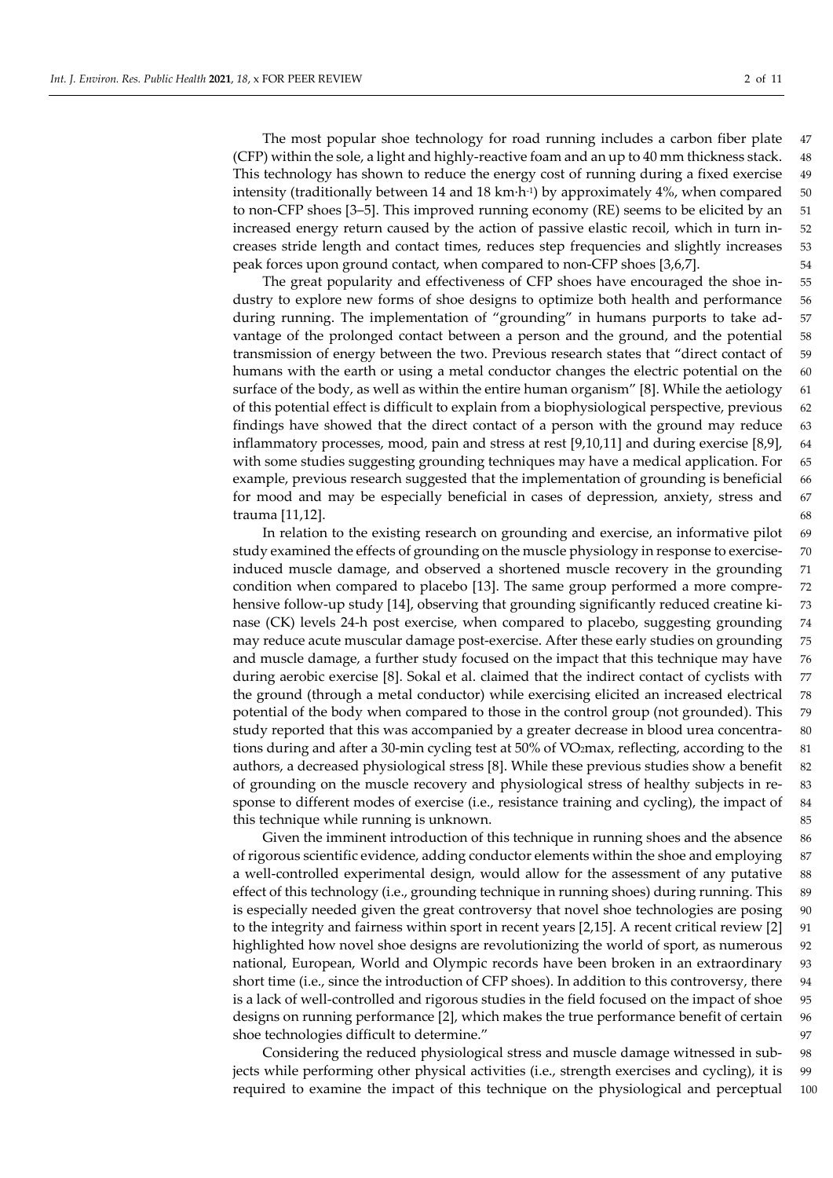The most popular shoe technology for road running includes a carbon fiber plate (CFP) within the sole, a light and highly-reactive foam and an up to 40 mm thickness stack. This technology has shown to reduce the energy cost of running during a fixed exercise intensity (traditionally between 14 and 18 km·h$^{-1}$) by approximately 4%, when compared to non-CFP shoes [3–5]. This improved running economy (RE) seems to be elicited by an increased energy return caused by the action of passive elastic recoil, which in turn increases stride length and contact times, reduces step frequencies and slightly increases peak forces upon ground contact, when compared to non-CFP shoes [3,6,7].

The great popularity and effectiveness of CFP shoes have encouraged the shoe industry to explore new forms of shoe designs to optimize both health and performance during running. The implementation of "grounding" in humans purports to take advantage of the prolonged contact between a person and the ground, and the potential transmission of energy between the two. Previous research states that "direct contact of humans with the earth or using a metal conductor changes the electric potential on the surface of the body, as well as within the entire human organism" [8]. While the aetiology of this potential effect is difficult to explain from a biophysiological perspective, previous findings have showed that the direct contact of a person with the ground may reduce inflammatory processes, mood, pain and stress at rest [9,10,11] and during exercise [8,9], with some studies suggesting grounding techniques may have a medical application. For example, previous research suggested that the implementation of grounding is beneficial for mood and may be especially beneficial in cases of depression, anxiety, stress and trauma [11,12].

In relation to the existing research on grounding and exercise, an informative pilot study examined the effects of grounding on the muscle physiology in response to exercise-induced muscle damage, and observed a shortened muscle recovery in the grounding condition when compared to placebo [13]. The same group performed a more comprehensive follow-up study [14], observing that grounding significantly reduced creatine kinase (CK) levels 24-h post exercise, when compared to placebo, suggesting grounding may reduce acute muscular damage post-exercise. After these early studies on grounding and muscle damage, a further study focused on the impact that this technique may have during aerobic exercise [8]. Sokal et al. claimed that the indirect contact of cyclists with the ground (through a metal conductor) while exercising elicited an increased electrical potential of the body when compared to those in the control group (not grounded). This study reported that this was accompanied by a greater decrease in blood urea concentrations during and after a 30-min cycling test at 50% of $VO_2$max, reflecting, according to the authors, a decreased physiological stress [8]. While these previous studies show a benefit of grounding on the muscle recovery and physiological stress of healthy subjects in response to different modes of exercise (i.e., resistance training and cycling), the impact of this technique while running is unknown.

Given the imminent introduction of this technique in running shoes and the absence of rigorous scientific evidence, adding conductor elements within the shoe and employing a well-controlled experimental design, would allow for the assessment of any putative effect of this technology (i.e., grounding technique in running shoes) during running. This is especially needed given the great controversy that novel shoe technologies are posing to the integrity and fairness within sport in recent years [2,15]. A recent critical review [2] highlighted how novel shoe designs are revolutionizing the world of sport, as numerous national, European, World and Olympic records have been broken in an extraordinary short time (i.e., since the introduction of CFP shoes). In addition to this controversy, there is a lack of well-controlled and rigorous studies in the field focused on the impact of shoe designs on running performance [2], which makes the true performance benefit of certain shoe technologies difficult to determine."

Considering the reduced physiological stress and muscle damage witnessed in subjects while performing other physical activities (i.e., strength exercises and cycling), it is required to examine the impact of this technique on the physiological and perceptual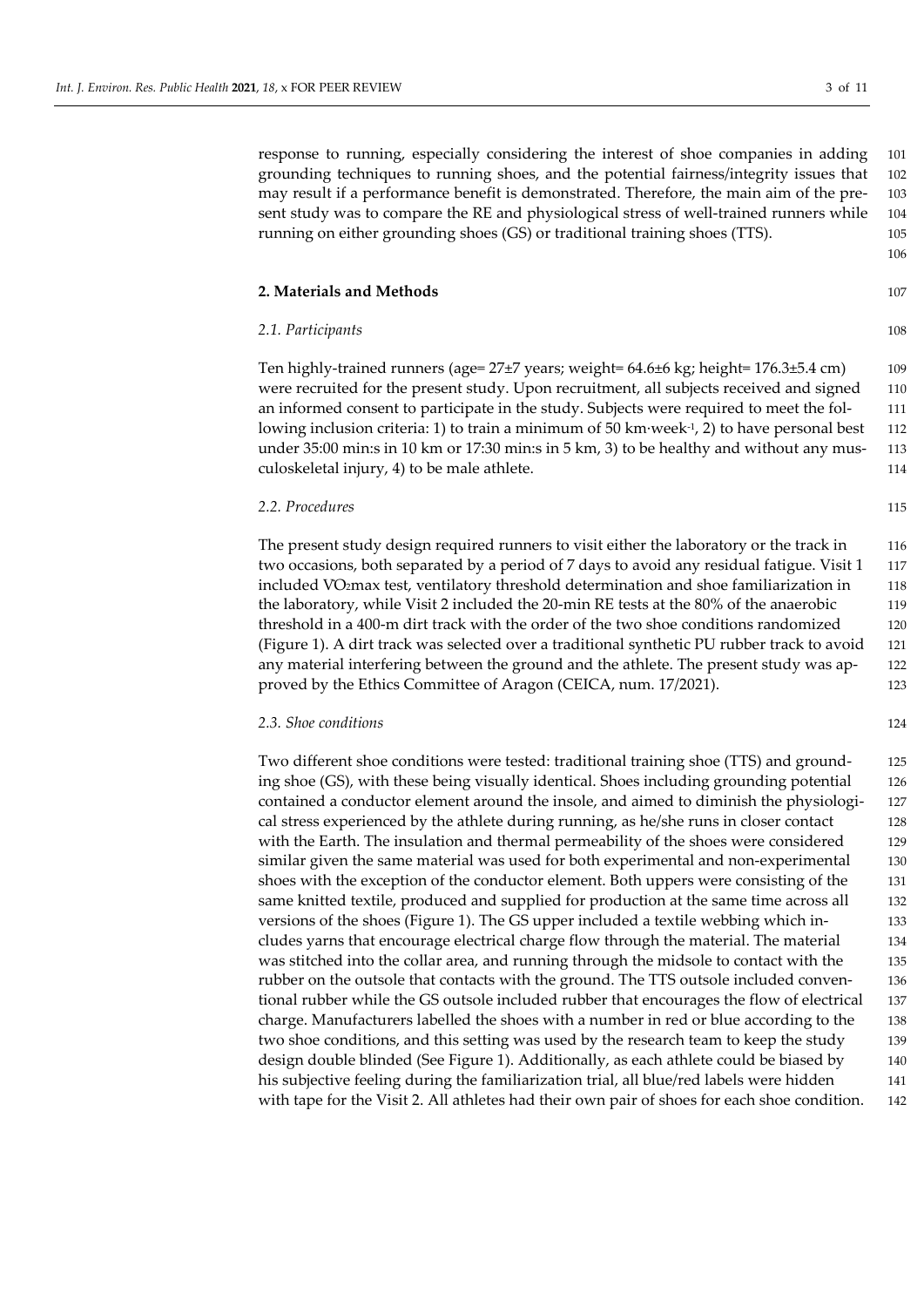response to running, especially considering the interest of shoe companies in adding grounding techniques to running shoes, and the potential fairness/integrity issues that may result if a performance benefit is demonstrated. Therefore, the main aim of the present study was to compare the RE and physiological stress of well-trained runners while running on either grounding shoes (GS) or traditional training shoes (TTS).

## 2. Materials and Methods

### *2.1. Participants*

Ten highly-trained runners (age= 27±7 years; weight= 64.6±6 kg; height= 176.3±5.4 cm) were recruited for the present study. Upon recruitment, all subjects received and signed an informed consent to participate in the study. Subjects were required to meet the following inclusion criteria: 1) to train a minimum of 50 km·week$^{-1}$, 2) to have personal best under 35:00 min:s in 10 km or 17:30 min:s in 5 km, 3) to be healthy and without any musculoskeletal injury, 4) to be male athlete.

### *2.2. Procedures*

The present study design required runners to visit either the laboratory or the track in two occasions, both separated by a period of 7 days to avoid any residual fatigue. Visit 1 included $\dot{V}O_2$max test, ventilatory threshold determination and shoe familiarization in the laboratory, while Visit 2 included the 20-min RE tests at the 80% of the anaerobic threshold in a 400-m dirt track with the order of the two shoe conditions randomized (Figure 1). A dirt track was selected over a traditional synthetic PU rubber track to avoid any material interfering between the ground and the athlete. The present study was approved by the Ethics Committee of Aragon (CEICA, num. 17/2021).

### *2.3. Shoe conditions*

Two different shoe conditions were tested: traditional training shoe (TTS) and grounding shoe (GS), with these being visually identical. Shoes including grounding potential contained a conductor element around the insole, and aimed to diminish the physiological stress experienced by the athlete during running, as he/she runs in closer contact with the Earth. The insulation and thermal permeability of the shoes were considered similar given the same material was used for both experimental and non-experimental shoes with the exception of the conductor element. Both uppers were consisting of the same knitted textile, produced and supplied for production at the same time across all versions of the shoes (Figure 1). The GS upper included a textile webbing which includes yarns that encourage electrical charge flow through the material. The material was stitched into the collar area, and running through the midsole to contact with the rubber on the outsole that contacts with the ground. The TTS outsole included conventional rubber while the GS outsole included rubber that encourages the flow of electrical charge. Manufacturers labelled the shoes with a number in red or blue according to the two shoe conditions, and this setting was used by the research team to keep the study design double blinded (See Figure 1). Additionally, as each athlete could be biased by his subjective feeling during the familiarization trial, all blue/red labels were hidden with tape for the Visit 2. All athletes had their own pair of shoes for each shoe condition.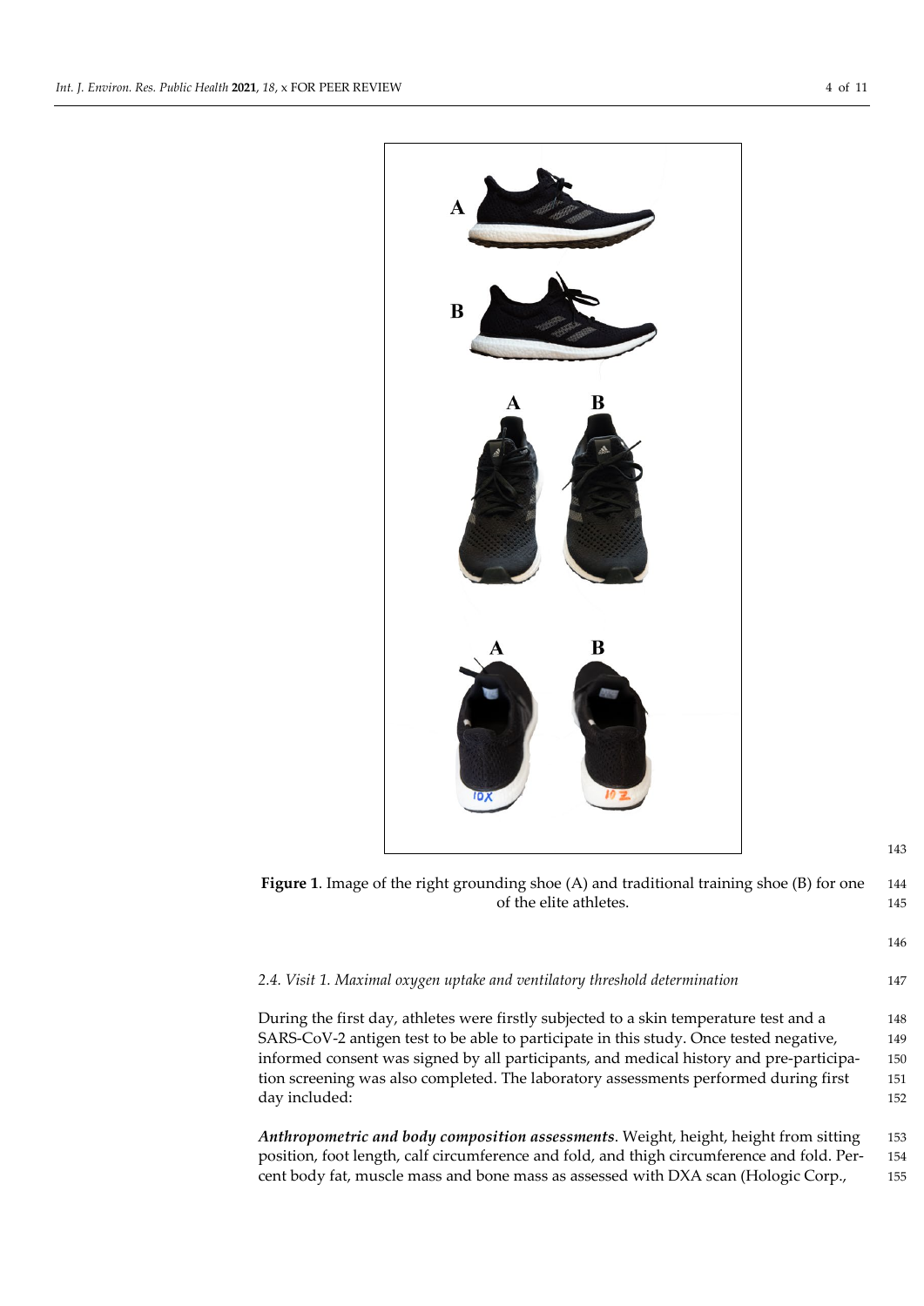**Figure 1**. Image of the right grounding shoe (A) and traditional training shoe (B) for one of the elite athletes.

### *2.4. Visit 1. Maximal oxygen uptake and ventilatory threshold determination*

During the first day, athletes were firstly subjected to a skin temperature test and a SARS-CoV-2 antigen test to be able to participate in this study. Once tested negative, informed consent was signed by all participants, and medical history and pre-participation screening was also completed. The laboratory assessments performed during first day included:

***Anthropometric and body composition assessments***. Weight, height, height from sitting position, foot length, calf circumference and fold, and thigh circumference and fold. Percent body fat, muscle mass and bone mass as assessed with DXA scan (Hologic Corp.,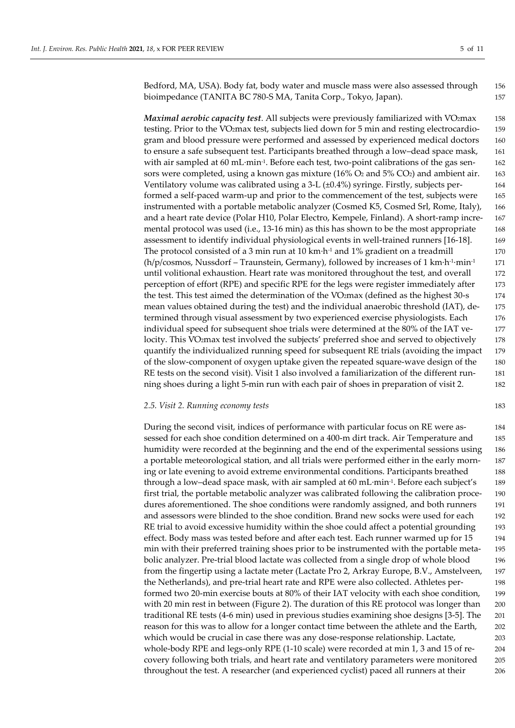Bedford, MA, USA). Body fat, body water and muscle mass were also assessed through bioimpedance (TANITA BC 780-S MA, Tanita Corp., Tokyo, Japan).

***Maximal aerobic capacity test***. All subjects were previously familiarized with $\dot{V}O_2$max testing. Prior to the $\dot{V}O_2$max test, subjects lied down for 5 min and resting electrocardiogram and blood pressure were performed and assessed by experienced medical doctors to ensure a safe subsequent test. Participants breathed through a low–dead space mask, with air sampled at 60 mL·min$^{-1}$. Before each test, two-point calibrations of the gas sensors were completed, using a known gas mixture (16% $O_2$ and 5% $CO_2$) and ambient air. Ventilatory volume was calibrated using a 3-L (±0.4%) syringe. Firstly, subjects performed a self-paced warm-up and prior to the commencement of the test, subjects were instrumented with a portable metabolic analyzer (Cosmed K5, Cosmed Srl, Rome, Italy), and a heart rate device (Polar H10, Polar Electro, Kempele, Finland). A short-ramp incremental protocol was used (i.e., 13-16 min) as this has shown to be the most appropriate assessment to identify individual physiological events in well-trained runners [16-18]. The protocol consisted of a 3 min run at 10 km·h$^{-1}$ and 1% gradient on a treadmill (h/p/cosmos, Nussdorf – Traunstein, Germany), followed by increases of 1 km·h$^{-1}$·min$^{-1}$ until volitional exhaustion. Heart rate was monitored throughout the test, and overall perception of effort (RPE) and specific RPE for the legs were register immediately after the test. This test aimed the determination of the $VO_2$max (defined as the highest 30-s mean values obtained during the test) and the individual anaerobic threshold (IAT), determined through visual assessment by two experienced exercise physiologists. Each individual speed for subsequent shoe trials were determined at the 80% of the IAT velocity. This $\dot{V}O_2$max test involved the subjects' preferred shoe and served to objectively quantify the individualized running speed for subsequent RE trials (avoiding the impact of the slow-component of oxygen uptake given the repeated square-wave design of the RE tests on the second visit). Visit 1 also involved a familiarization of the different running shoes during a light 5-min run with each pair of shoes in preparation of visit 2.

### *2.5. Visit 2. Running economy tests*

During the second visit, indices of performance with particular focus on RE were assessed for each shoe condition determined on a 400-m dirt track. Air Temperature and humidity were recorded at the beginning and the end of the experimental sessions using a portable meteorological station, and all trials were performed either in the early morning or late evening to avoid extreme environmental conditions. Participants breathed through a low–dead space mask, with air sampled at 60 mL·min$^{-1}$. Before each subject's first trial, the portable metabolic analyzer was calibrated following the calibration procedures aforementioned. The shoe conditions were randomly assigned, and both runners and assessors were blinded to the shoe condition. Brand new socks were used for each RE trial to avoid excessive humidity within the shoe could affect a potential grounding effect. Body mass was tested before and after each test. Each runner warmed up for 15 min with their preferred training shoes prior to be instrumented with the portable metabolic analyzer. Pre-trial blood lactate was collected from a single drop of whole blood from the fingertip using a lactate meter (Lactate Pro 2, Arkray Europe, B.V., Amstelveen, the Netherlands), and pre-trial heart rate and RPE were also collected. Athletes performed two 20-min exercise bouts at 80% of their IAT velocity with each shoe condition, with 20 min rest in between (Figure 2). The duration of this RE protocol was longer than traditional RE tests (4-6 min) used in previous studies examining shoe designs [3-5]. The reason for this was to allow for a longer contact time between the athlete and the Earth, which would be crucial in case there was any dose-response relationship. Lactate, whole-body RPE and legs-only RPE (1-10 scale) were recorded at min 1, 3 and 15 of recovery following both trials, and heart rate and ventilatory parameters were monitored throughout the test. A researcher (and experienced cyclist) paced all runners at their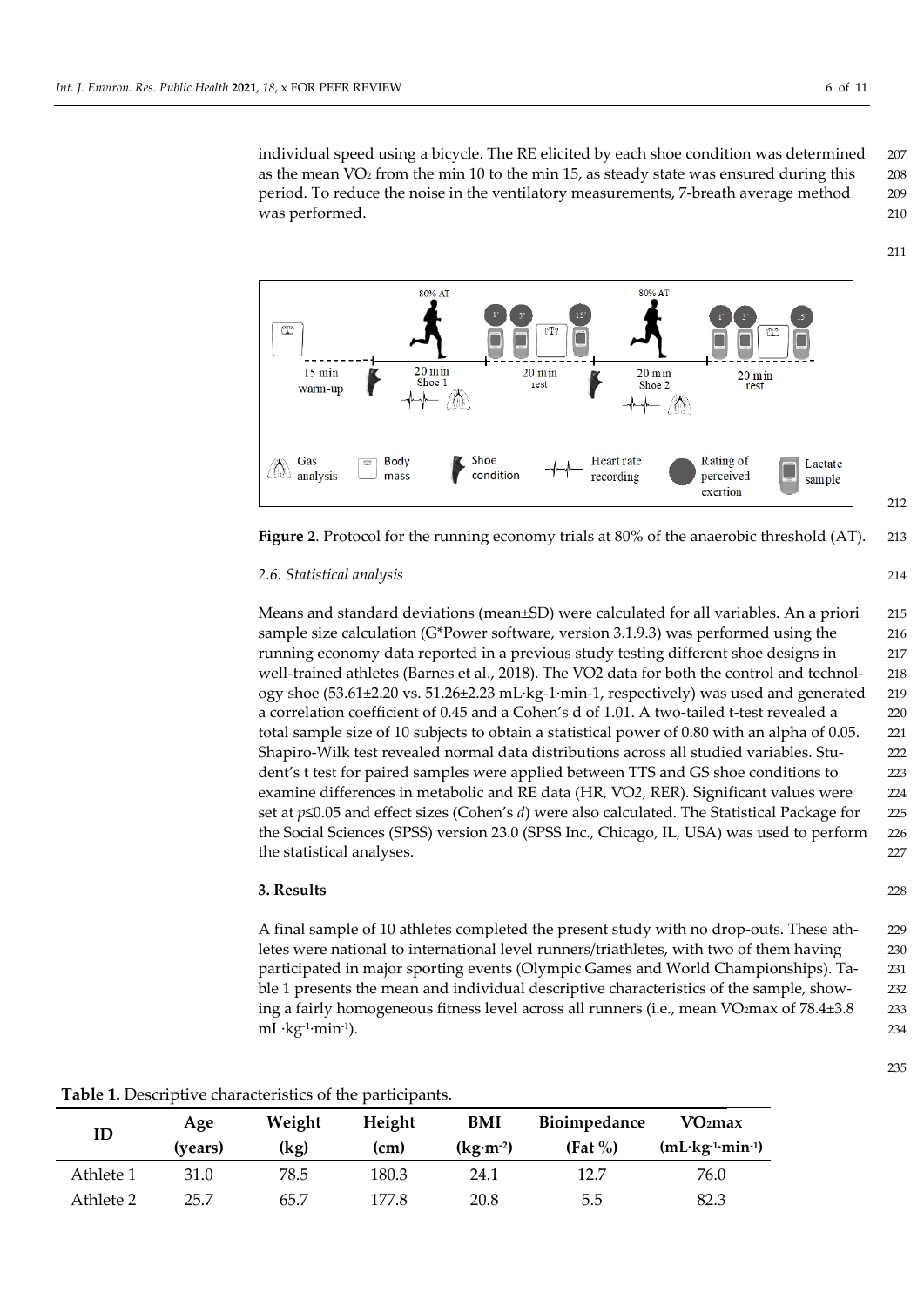individual speed using a bicycle. The RE elicited by each shoe condition was determined as the mean $VO_2$ from the min 10 to the min 15, as steady state was ensured during this period. To reduce the noise in the ventilatory measurements, 7-breath average method was performed.

**Figure 2**. Protocol for the running economy trials at 80% of the anaerobic threshold (AT).

### 2.6. Statistical analysis

Means and standard deviations (mean±SD) were calculated for all variables. An a priori sample size calculation (G*Power software, version 3.1.9.3) was performed using the running economy data reported in a previous study testing different shoe designs in well-trained athletes (Barnes et al., 2018). The VO2 data for both the control and technology shoe (53.61±2.20 vs. 51.26±2.23 mL·kg-1·min-1, respectively) was used and generated a correlation coefficient of 0.45 and a Cohen's d of 1.01. A two-tailed t-test revealed a total sample size of 10 subjects to obtain a statistical power of 0.80 with an alpha of 0.05. Shapiro-Wilk test revealed normal data distributions across all studied variables. Student's t test for paired samples were applied between TTS and GS shoe conditions to examine differences in metabolic and RE data (HR, VO2, RER). Significant values were set at $p \leq 0.05$ and effect sizes (Cohen's *d*) were also calculated. The Statistical Package for the Social Sciences (SPSS) version 23.0 (SPSS Inc., Chicago, IL, USA) was used to perform the statistical analyses.

## 3. Results

A final sample of 10 athletes completed the present study with no drop-outs. These athletes were national to international level runners/triathletes, with two of them having participated in major sporting events (Olympic Games and World Championships). Table 1 presents the mean and individual descriptive characteristics of the sample, showing a fairly homogeneous fitness level across all runners (i.e., mean $VO_2$max of 78.4±3.8 $mL \cdot kg^{-1} \cdot min^{-1}$).

**Table 1.** Descriptive characteristics of the participants.

| ID | Age (years) | Weight (kg) | Height (cm) | BMI ($kg \cdot m^{-2}$) | Bioimpedance (Fat %) | $VO_2$max ($mL \cdot kg^{-1} \cdot min^{-1}$) |
|---|---|---|---|---|---|---|
| Athlete 1 | 31.0 | 78.5 | 180.3 | 24.1 | 12.7 | 76.0 |
| Athlete 2 | 25.7 | 65.7 | 177.8 | 20.8 | 5.5 | 82.3 |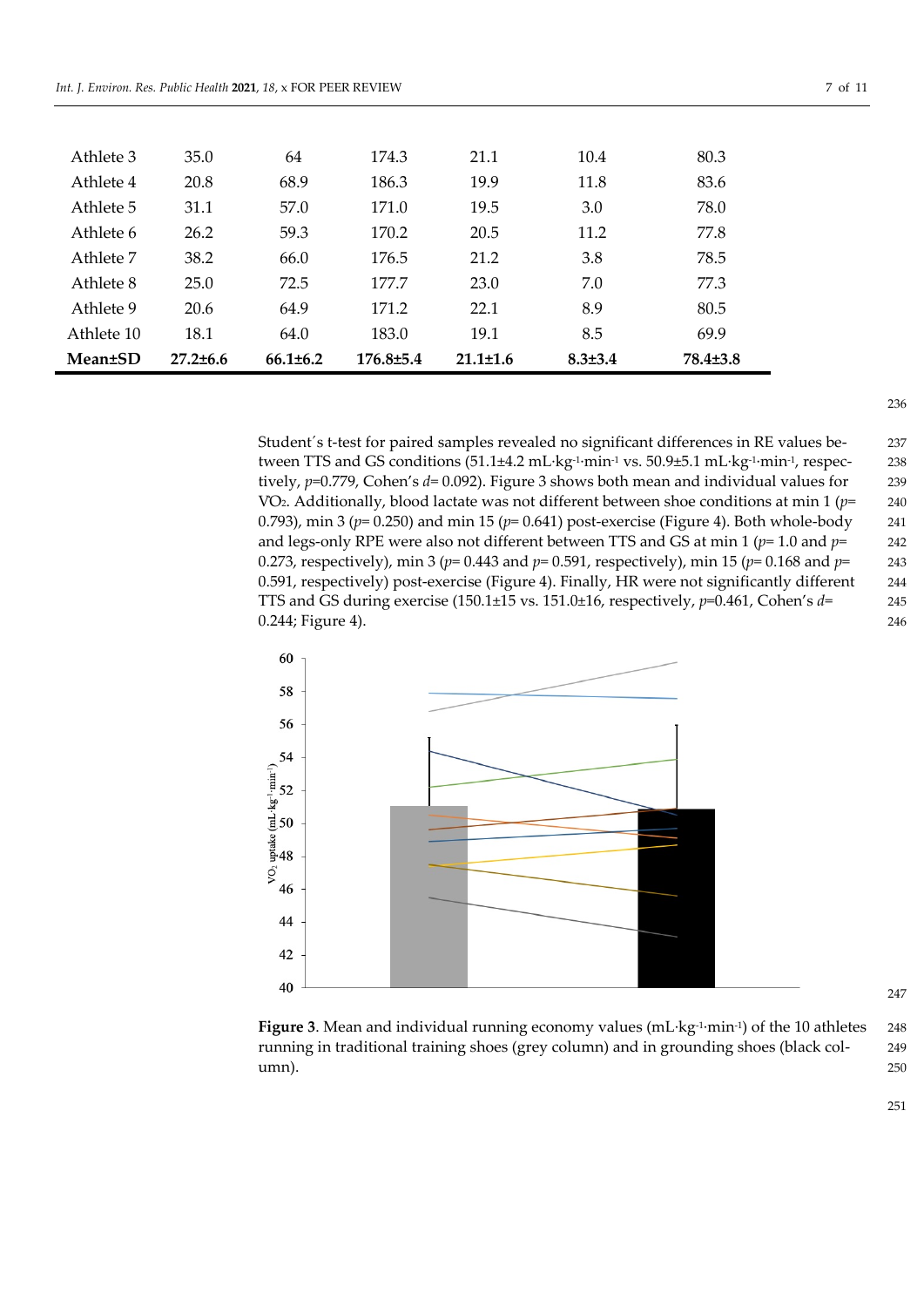| Athlete 3 | 35.0 | 64 | 174.3 | 21.1 | 10.4 | 80.3 |
|---|---|---|---|---|---|---|
| Athlete 4 | 20.8 | 68.9 | 186.3 | 19.9 | 11.8 | 83.6 |
| Athlete 5 | 31.1 | 57.0 | 171.0 | 19.5 | 3.0 | 78.0 |
| Athlete 6 | 26.2 | 59.3 | 170.2 | 20.5 | 11.2 | 77.8 |
| Athlete 7 | 38.2 | 66.0 | 176.5 | 21.2 | 3.8 | 78.5 |
| Athlete 8 | 25.0 | 72.5 | 177.7 | 23.0 | 7.0 | 77.3 |
| Athlete 9 | 20.6 | 64.9 | 171.2 | 22.1 | 8.9 | 80.5 |
| Athlete 10 | 18.1 | 64.0 | 183.0 | 19.1 | 8.5 | 69.9 |
| **Mean±SD** | **27.2±6.6** | **66.1±6.2** | **176.8±5.4** | **21.1±1.6** | **8.3±3.4** | **78.4±3.8** |

Student´s t-test for paired samples revealed no significant differences in RE values between TTS and GS conditions (51.1±4.2 mL·kg$^{-1}$·min$^{-1}$ vs. 50.9±5.1 mL·kg$^{-1}$·min$^{-1}$, respectively, $p$=0.779, Cohen's $d$= 0.092). Figure 3 shows both mean and individual values for $VO_2$. Additionally, blood lactate was not different between shoe conditions at min 1 ($p$= 0.793), min 3 ($p$= 0.250) and min 15 ($p$= 0.641) post-exercise (Figure 4). Both whole-body and legs-only RPE were also not different between TTS and GS at min 1 ($p$= 1.0 and $p$= 0.273, respectively), min 3 ($p$= 0.443 and $p$= 0.591, respectively), min 15 ($p$= 0.168 and $p$= 0.591, respectively) post-exercise (Figure 4). Finally, HR were not significantly different TTS and GS during exercise (150.1±15 vs. 151.0±16, respectively, $p$=0.461, Cohen's $d$= 0.244; Figure 4).

**Figure 3**. Mean and individual running economy values (mL·kg$^{-1}$·min$^{-1}$) of the 10 athletes running in traditional training shoes (grey column) and in grounding shoes (black column).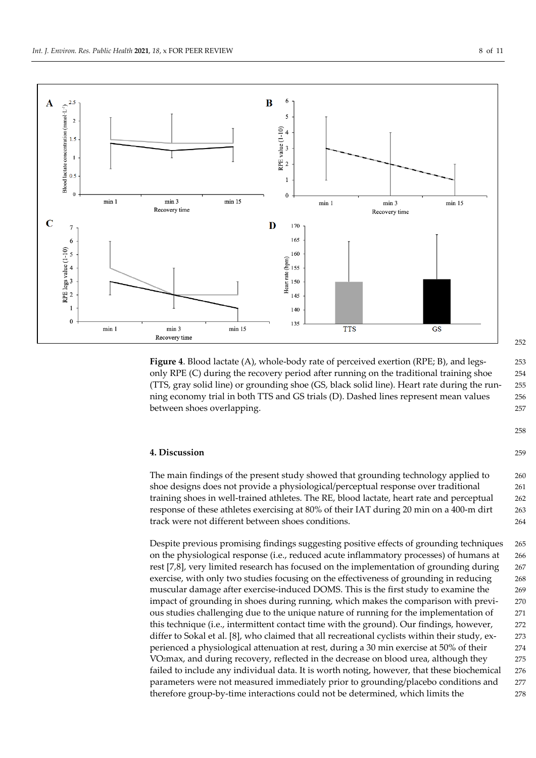**Figure 4**. Blood lactate (A), whole-body rate of perceived exertion (RPE; B), and legs-only RPE (C) during the recovery period after running on the traditional training shoe (TTS, gray solid line) or grounding shoe (GS, black solid line). Heart rate during the running economy trial in both TTS and GS trials (D). Dashed lines represent mean values between shoes overlapping.

## 4. Discussion

The main findings of the present study showed that grounding technology applied to shoe designs does not provide a physiological/perceptual response over traditional training shoes in well-trained athletes. The RE, blood lactate, heart rate and perceptual response of these athletes exercising at 80% of their IAT during 20 min on a 400-m dirt track were not different between shoes conditions.

Despite previous promising findings suggesting positive effects of grounding techniques on the physiological response (i.e., reduced acute inflammatory processes) of humans at rest [7,8], very limited research has focused on the implementation of grounding during exercise, with only two studies focusing on the effectiveness of grounding in reducing muscular damage after exercise-induced DOMS. This is the first study to examine the impact of grounding in shoes during running, which makes the comparison with previous studies challenging due to the unique nature of running for the implementation of this technique (i.e., intermittent contact time with the ground). Our findings, however, differ to Sokal et al. [8], who claimed that all recreational cyclists within their study, experienced a physiological attenuation at rest, during a 30 min exercise at 50% of their $VO_2$max, and during recovery, reflected in the decrease on blood urea, although they failed to include any individual data. It is worth noting, however, that these biochemical parameters were not measured immediately prior to grounding/placebo conditions and therefore group-by-time interactions could not be determined, which limits the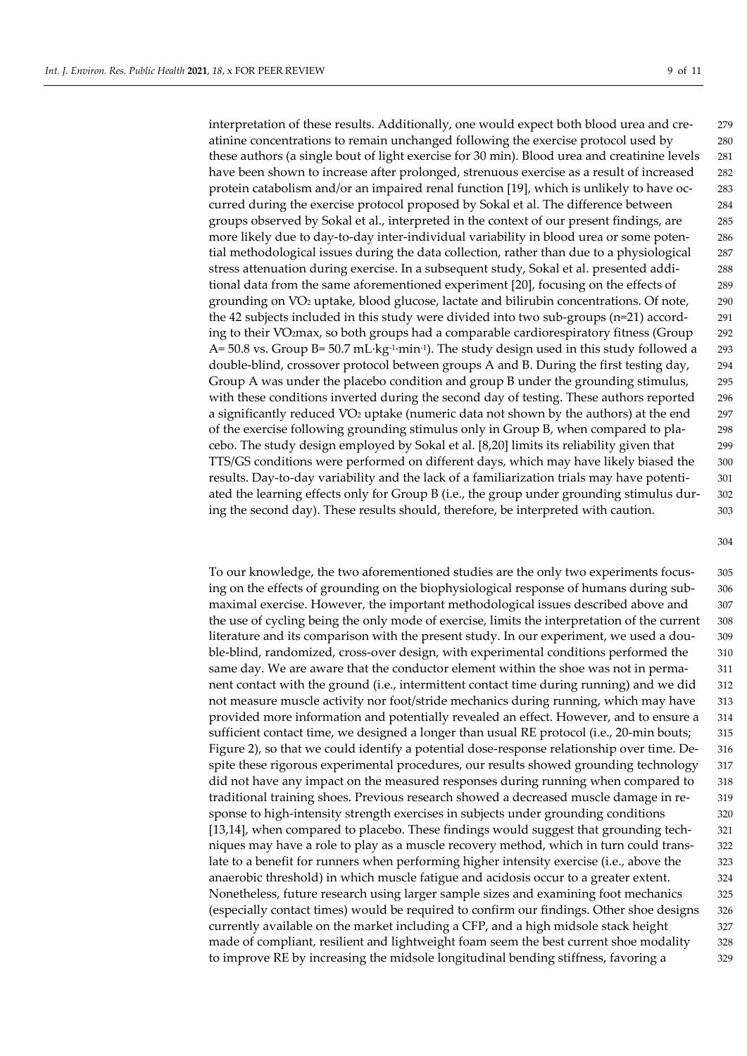interpretation of these results. Additionally, one would expect both blood urea and creatinine concentrations to remain unchanged following the exercise protocol used by these authors (a single bout of light exercise for 30 min). Blood urea and creatinine levels have been shown to increase after prolonged, strenuous exercise as a result of increased protein catabolism and/or an impaired renal function [19], which is unlikely to have occurred during the exercise protocol proposed by Sokal et al. The difference between groups observed by Sokal et al., interpreted in the context of our present findings, are more likely due to day-to-day inter-individual variability in blood urea or some potential methodological issues during the data collection, rather than due to a physiological stress attenuation during exercise. In a subsequent study, Sokal et al. presented additional data from the same aforementioned experiment [20], focusing on the effects of grounding on $\dot{V}O_2$ uptake, blood glucose, lactate and bilirubin concentrations. Of note, the 42 subjects included in this study were divided into two sub-groups (n=21) according to their $\dot{V}O_2max$, so both groups had a comparable cardiorespiratory fitness (Group A= 50.8 vs. Group B= 50.7 $mL \cdot kg^{-1} \cdot min^{-1}$). The study design used in this study followed a double-blind, crossover protocol between groups A and B. During the first testing day, Group A was under the placebo condition and group B under the grounding stimulus, with these conditions inverted during the second day of testing. These authors reported a significantly reduced $\dot{V}O_2$ uptake (numeric data not shown by the authors) at the end of the exercise following grounding stimulus only in Group B, when compared to placebo. The study design employed by Sokal et al. [8,20] limits its reliability given that TTS/GS conditions were performed on different days, which may have likely biased the results. Day-to-day variability and the lack of a familiarization trials may have potentiated the learning effects only for Group B (i.e., the group under grounding stimulus during the second day). These results should, therefore, be interpreted with caution.

To our knowledge, the two aforementioned studies are the only two experiments focusing on the effects of grounding on the biophysiological response of humans during submaximal exercise. However, the important methodological issues described above and the use of cycling being the only mode of exercise, limits the interpretation of the current literature and its comparison with the present study. In our experiment, we used a double-blind, randomized, cross-over design, with experimental conditions performed the same day. We are aware that the conductor element within the shoe was not in permanent contact with the ground (i.e., intermittent contact time during running) and we did not measure muscle activity nor foot/stride mechanics during running, which may have provided more information and potentially revealed an effect. However, and to ensure a sufficient contact time, we designed a longer than usual RE protocol (i.e., 20-min bouts; Figure 2), so that we could identify a potential dose-response relationship over time. Despite these rigorous experimental procedures, our results showed grounding technology did not have any impact on the measured responses during running when compared to traditional training shoes. Previous research showed a decreased muscle damage in response to high-intensity strength exercises in subjects under grounding conditions [13,14], when compared to placebo. These findings would suggest that grounding techniques may have a role to play as a muscle recovery method, which in turn could translate to a benefit for runners when performing higher intensity exercise (i.e., above the anaerobic threshold) in which muscle fatigue and acidosis occur to a greater extent. Nonetheless, future research using larger sample sizes and examining foot mechanics (especially contact times) would be required to confirm our findings. Other shoe designs currently available on the market including a CFP, and a high midsole stack height made of compliant, resilient and lightweight foam seem the best current shoe modality to improve RE by increasing the midsole longitudinal bending stiffness, favoring a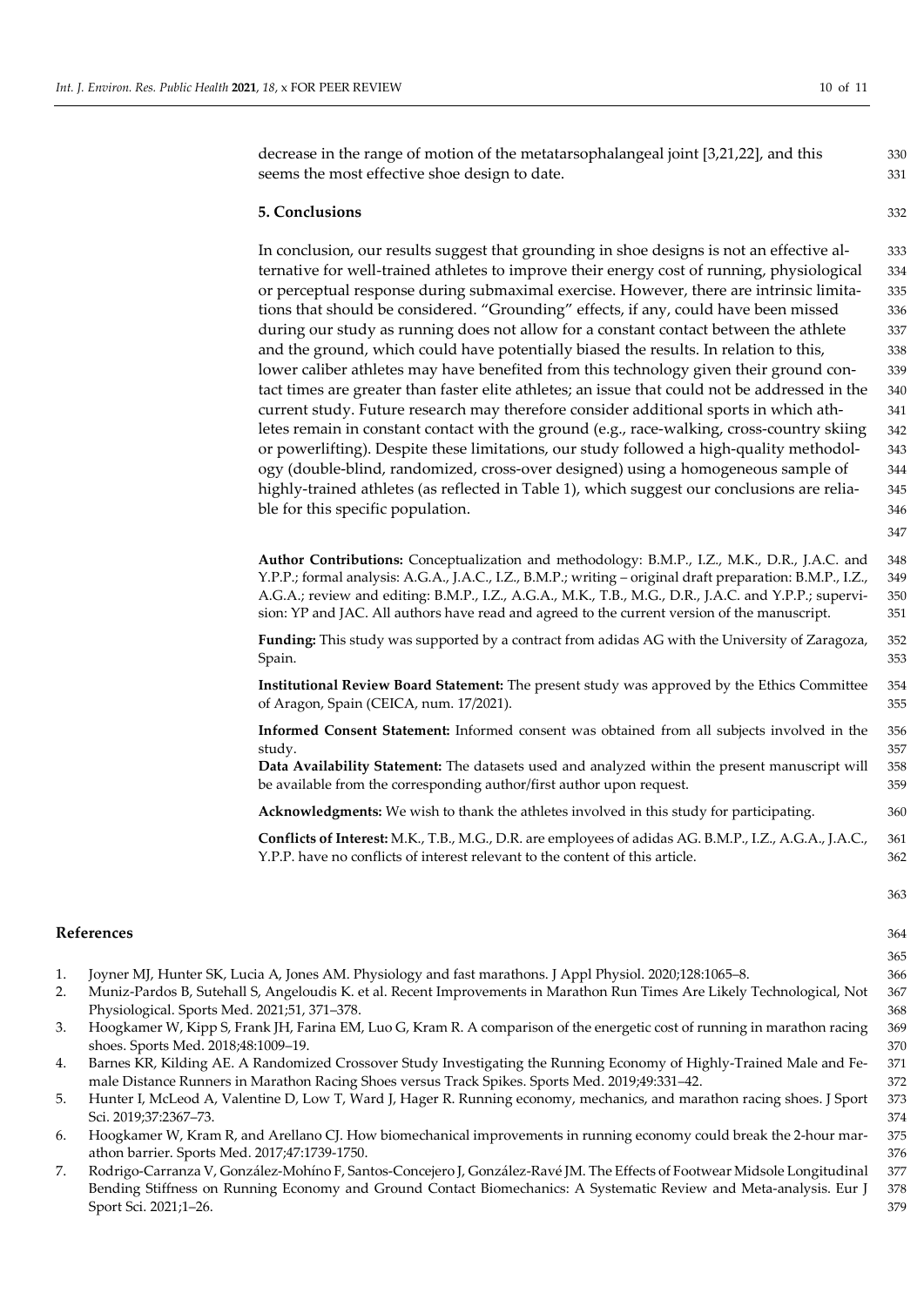decrease in the range of motion of the metatarsophalangeal joint [3,21,22], and this seems the most effective shoe design to date.

## 5. Conclusions

In conclusion, our results suggest that grounding in shoe designs is not an effective alternative for well-trained athletes to improve their energy cost of running, physiological or perceptual response during submaximal exercise. However, there are intrinsic limitations that should be considered. "Grounding" effects, if any, could have been missed during our study as running does not allow for a constant contact between the athlete and the ground, which could have potentially biased the results. In relation to this, lower caliber athletes may have benefited from this technology given their ground contact times are greater than faster elite athletes; an issue that could not be addressed in the current study. Future research may therefore consider additional sports in which athletes remain in constant contact with the ground (e.g., race-walking, cross-country skiing or powerlifting). Despite these limitations, our study followed a high-quality methodology (double-blind, randomized, cross-over designed) using a homogeneous sample of highly-trained athletes (as reflected in Table 1), which suggest our conclusions are reliable for this specific population.

**Author Contributions:** Conceptualization and methodology: B.M.P., I.Z., M.K., D.R., J.A.C. and Y.P.P.; formal analysis: A.G.A., J.A.C., I.Z., B.M.P.; writing – original draft preparation: B.M.P., I.Z., A.G.A.; review and editing: B.M.P., I.Z., A.G.A., M.K., T.B., M.G., D.R., J.A.C. and Y.P.P.; supervision: YP and JAC. All authors have read and agreed to the current version of the manuscript.

**Funding:** This study was supported by a contract from adidas AG with the University of Zaragoza, Spain.

**Institutional Review Board Statement:** The present study was approved by the Ethics Committee of Aragon, Spain (CEICA, num. 17/2021).

**Informed Consent Statement:** Informed consent was obtained from all subjects involved in the study.

**Data Availability Statement:** The datasets used and analyzed within the present manuscript will be available from the corresponding author/first author upon request.

**Acknowledgments:** We wish to thank the athletes involved in this study for participating.

**Conflicts of Interest:** M.K., T.B., M.G., D.R. are employees of adidas AG. B.M.P., I.Z., A.G.A., J.A.C., Y.P.P. have no conflicts of interest relevant to the content of this article.

## References

1. Joyner MJ, Hunter SK, Lucia A, Jones AM. Physiology and fast marathons. J Appl Physiol. 2020;128:1065–8.
2. Muniz-Pardos B, Sutehall S, Angeloudis K. et al. Recent Improvements in Marathon Run Times Are Likely Technological, Not Physiological. Sports Med. 2021;51, 371–378.
3. Hoogkamer W, Kipp S, Frank JH, Farina EM, Luo G, Kram R. A comparison of the energetic cost of running in marathon racing shoes. Sports Med. 2018;48:1009–19.
4. Barnes KR, Kilding AE. A Randomized Crossover Study Investigating the Running Economy of Highly-Trained Male and Female Distance Runners in Marathon Racing Shoes versus Track Spikes. Sports Med. 2019;49:331–42.
5. Hunter I, McLeod A, Valentine D, Low T, Ward J, Hager R. Running economy, mechanics, and marathon racing shoes. J Sport Sci. 2019;37:2367–73.
6. Hoogkamer W, Kram R, and Arellano CJ. How biomechanical improvements in running economy could break the 2-hour marathon barrier. Sports Med. 2017;47:1739-1750.
7. Rodrigo-Carranza V, González-Mohíno F, Santos-Concejero J, González-Ravé JM. The Effects of Footwear Midsole Longitudinal Bending Stiffness on Running Economy and Ground Contact Biomechanics: A Systematic Review and Meta-analysis. Eur J Sport Sci. 2021;1–26.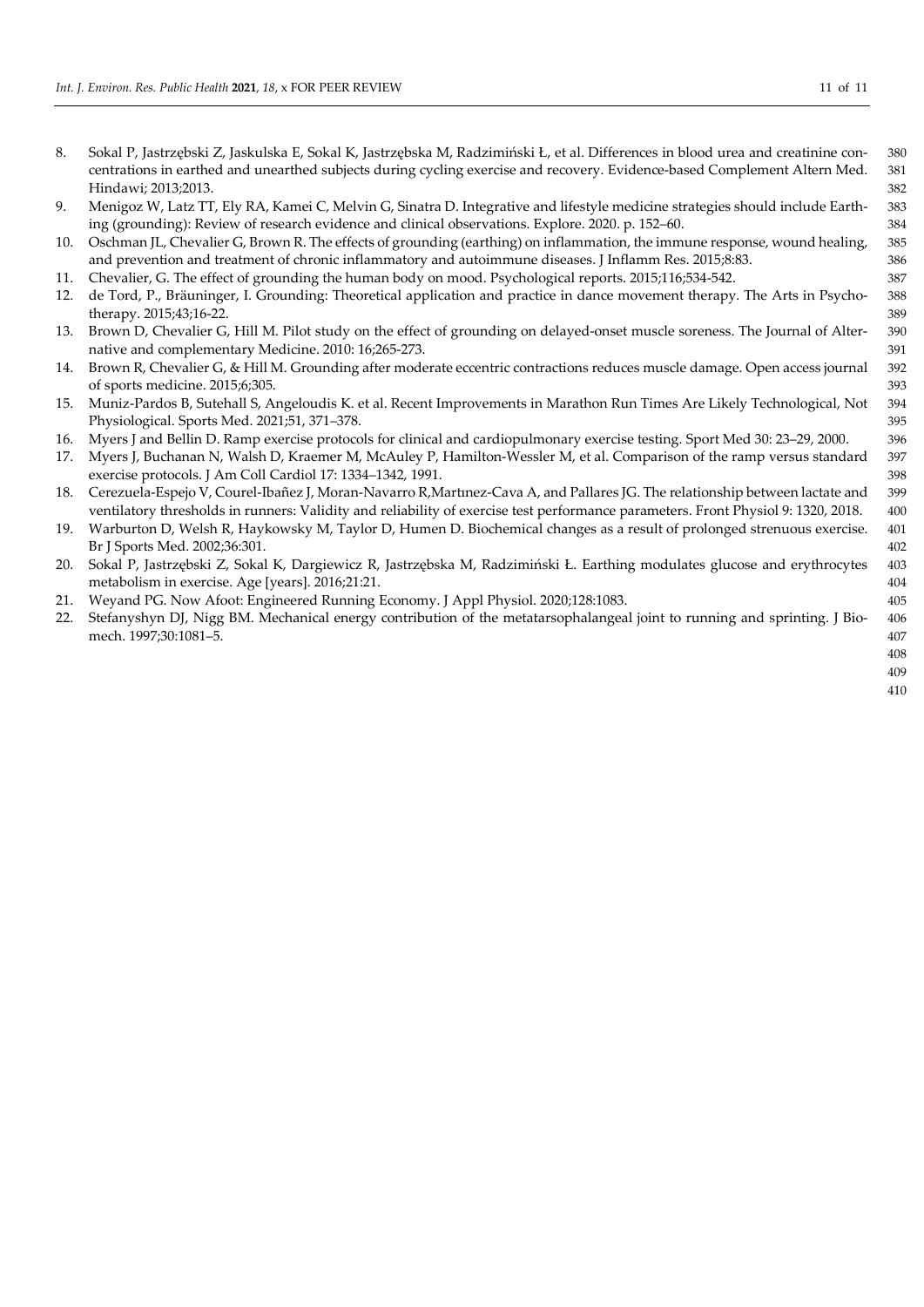8. Sokal P, Jastrzębski Z, Jaskulska E, Sokal K, Jastrzębska M, Radzimiński Ł, et al. Differences in blood urea and creatinine concentrations in earthed and unearthed subjects during cycling exercise and recovery. Evidence-based Complement Altern Med. Hindawi; 2013;2013.
9. Menigoz W, Latz TT, Ely RA, Kamei C, Melvin G, Sinatra D. Integrative and lifestyle medicine strategies should include Earthing (grounding): Review of research evidence and clinical observations. Explore. 2020. p. 152–60.
10. Oschman JL, Chevalier G, Brown R. The effects of grounding (earthing) on inflammation, the immune response, wound healing, and prevention and treatment of chronic inflammatory and autoimmune diseases. J Inflamm Res. 2015;8:83.
11. Chevalier, G. The effect of grounding the human body on mood. Psychological reports. 2015;116;534-542.
12. de Tord, P., Bräuninger, I. Grounding: Theoretical application and practice in dance movement therapy. The Arts in Psychotherapy. 2015;43;16-22.
13. Brown D, Chevalier G, Hill M. Pilot study on the effect of grounding on delayed-onset muscle soreness. The Journal of Alternative and complementary Medicine. 2010: 16;265-273.
14. Brown R, Chevalier G, & Hill M. Grounding after moderate eccentric contractions reduces muscle damage. Open access journal of sports medicine. 2015;6;305.
15. Muniz-Pardos B, Sutehall S, Angeloudis K. et al. Recent Improvements in Marathon Run Times Are Likely Technological, Not Physiological. Sports Med. 2021;51, 371–378.
16. Myers J and Bellin D. Ramp exercise protocols for clinical and cardiopulmonary exercise testing. Sport Med 30: 23–29, 2000.
17. Myers J, Buchanan N, Walsh D, Kraemer M, McAuley P, Hamilton-Wessler M, et al. Comparison of the ramp versus standard exercise protocols. J Am Coll Cardiol 17: 1334–1342, 1991.
18. Cerezuela-Espejo V, Courel-Ibañez J, Moran-Navarro R,Martınez-Cava A, and Pallares JG. The relationship between lactate and ventilatory thresholds in runners: Validity and reliability of exercise test performance parameters. Front Physiol 9: 1320, 2018.
19. Warburton D, Welsh R, Haykowsky M, Taylor D, Humen D. Biochemical changes as a result of prolonged strenuous exercise. Br J Sports Med. 2002;36:301.
20. Sokal P, Jastrzębski Z, Sokal K, Dargiewicz R, Jastrzębska M, Radzimiński Ł. Earthing modulates glucose and erythrocytes metabolism in exercise. Age [years]. 2016;21:21.
21. Weyand PG. Now Afoot: Engineered Running Economy. J Appl Physiol. 2020;128:1083.
22. Stefanyshyn DJ, Nigg BM. Mechanical energy contribution of the metatarsophalangeal joint to running and sprinting. J Biomech. 1997;30:1081–5.